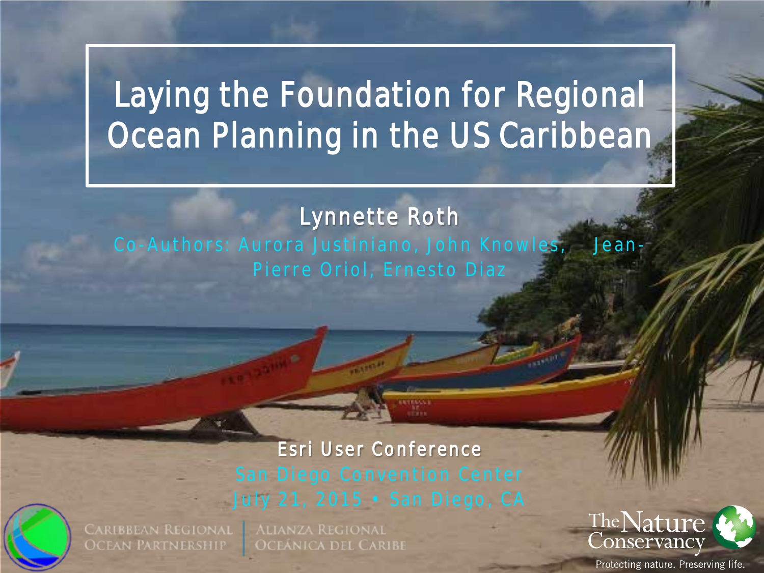# Laying the Foundation for Regional Ocean Planning in the US Caribbean

**Lynnette Roth**

Co-Authors: Aurora Justiniano, John Knowles, Jean-Pierre Oriol, Ernesto Diaz

**Esri User Conference**

San Diego Convention Center

July 21, 2015 • San Diego, CA

Caribbean Regional Ocean Partnership | Alianza Regional Oceánica del Caribe

The Nature Conservancy

Protecting nature. Preserving life.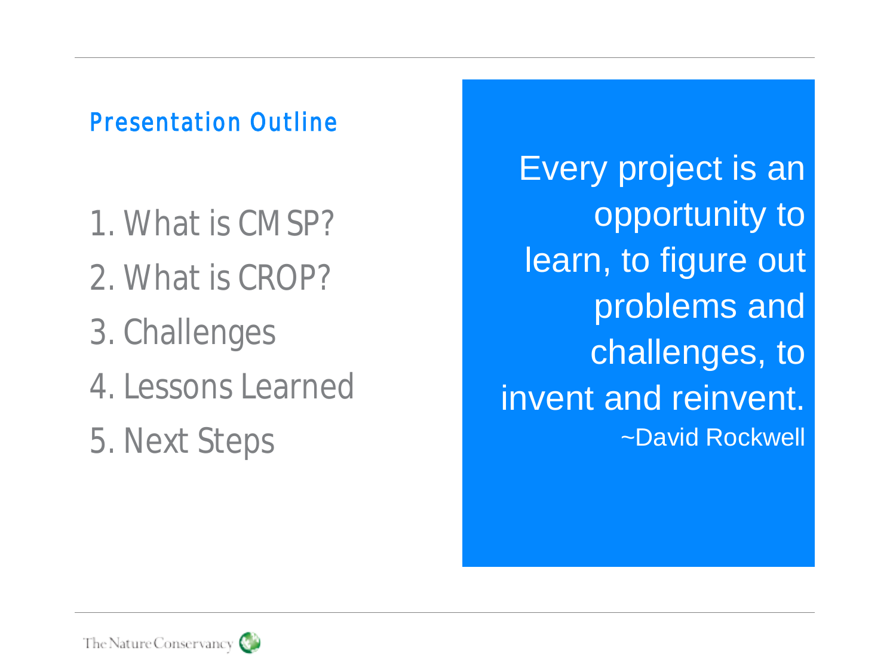## Presentation Outline

1. What is CMSP?
2. What is CROP?
3. Challenges
4. Lessons Learned
5. Next Steps

> Every project is an opportunity to learn, to figure out problems and challenges, to invent and reinvent.
> ~David Rockwell

The Nature Conservancy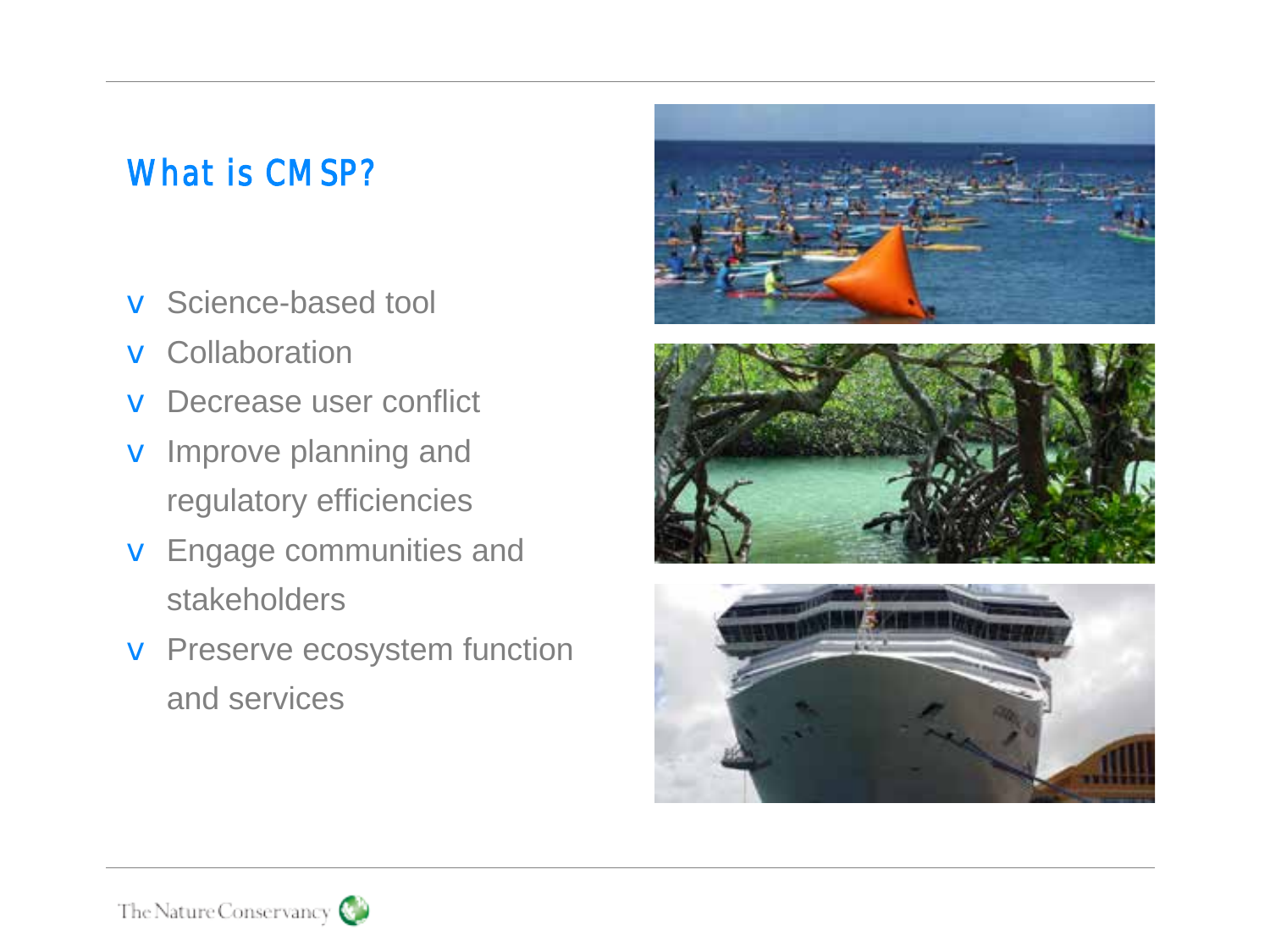## What is CMSP?

- Science-based tool
- Collaboration
- Decrease user conflict
- Improve planning and regulatory efficiencies
- Engage communities and stakeholders
- Preserve ecosystem function and services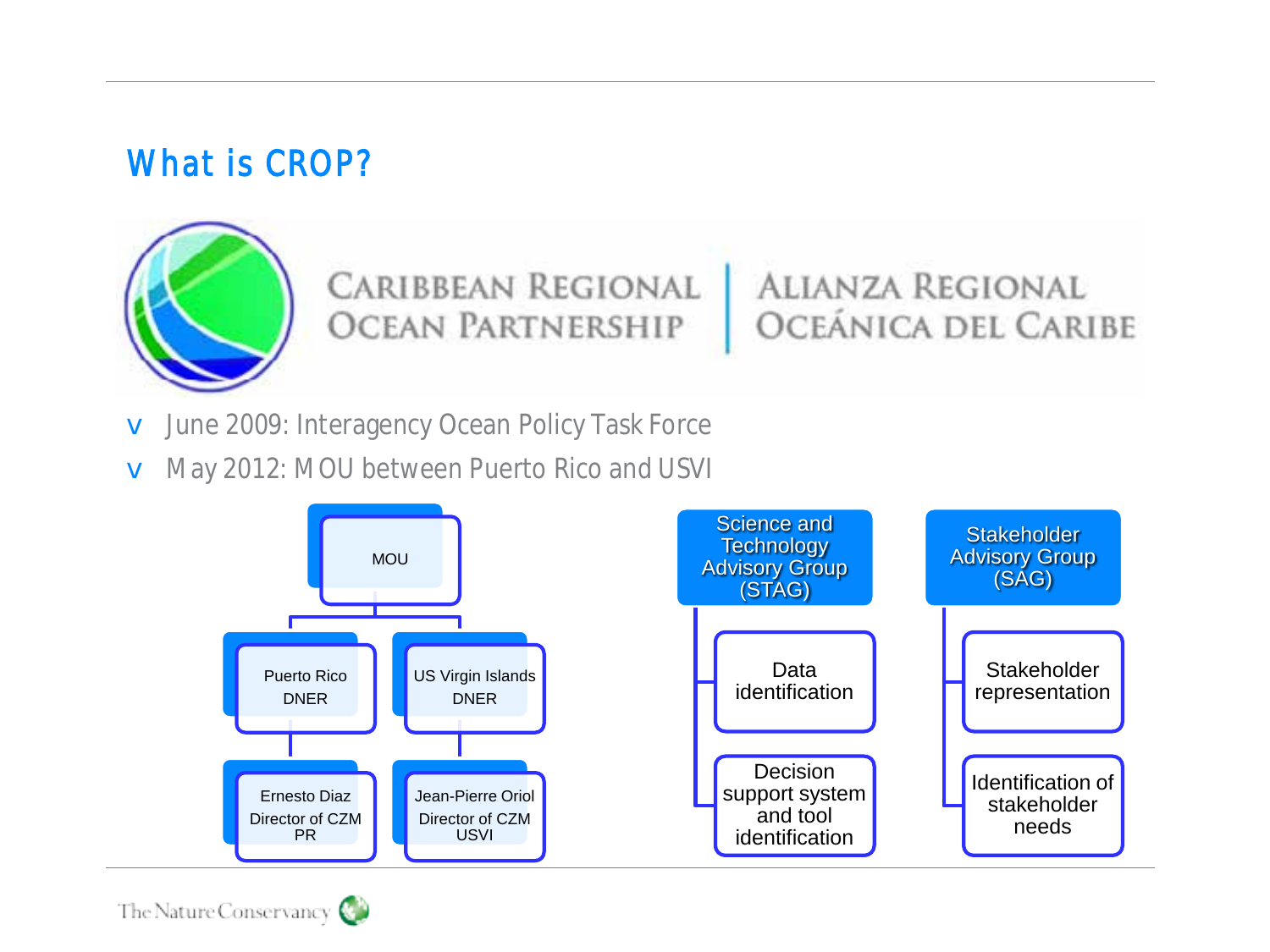# What is CROP?

CARIBBEAN REGIONAL OCEAN PARTNERSHIP | ALIANZA REGIONAL OCEÁNICA DEL CARIBE

- June 2009: Interagency Ocean Policy Task Force
- May 2012: MOU between Puerto Rico and USVI

MOU
- Puerto Rico DNER
  - Ernesto Diaz, Director of CZM PR
- US Virgin Islands DNER
  - Jean-Pierre Oriol, Director of CZM USVI

Science and Technology Advisory Group (STAG)
- Data identification
- Decision support system and tool identification

Stakeholder Advisory Group (SAG)
- Stakeholder representation
- Identification of stakeholder needs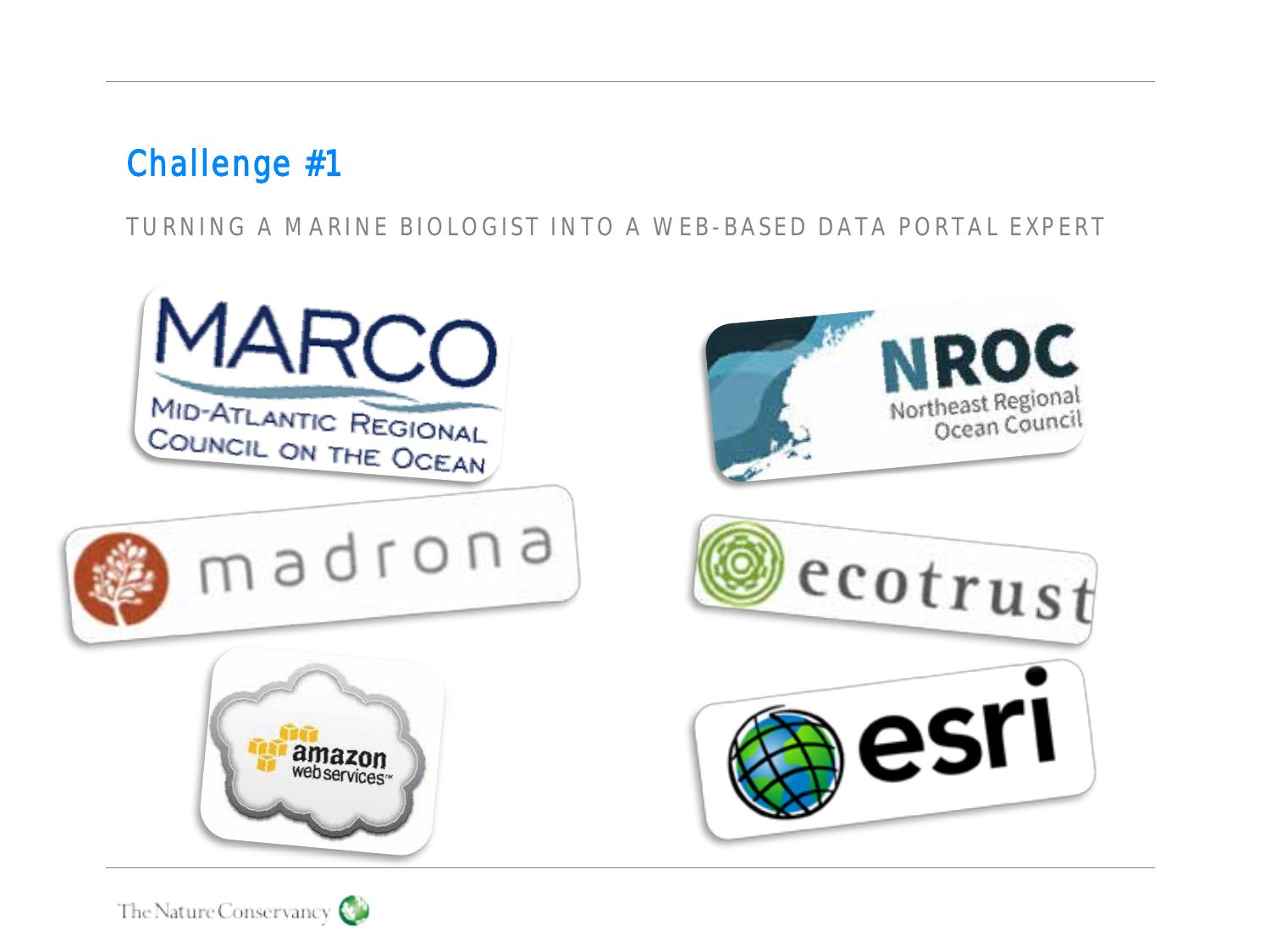## Challenge #1

TURNING A MARINE BIOLOGIST INTO A WEB-BASED DATA PORTAL EXPERT

MARCO
MID-ATLANTIC REGIONAL COUNCIL ON THE OCEAN

NROC
Northeast Regional Ocean Council

madrona

ecotrust

amazon web services

esri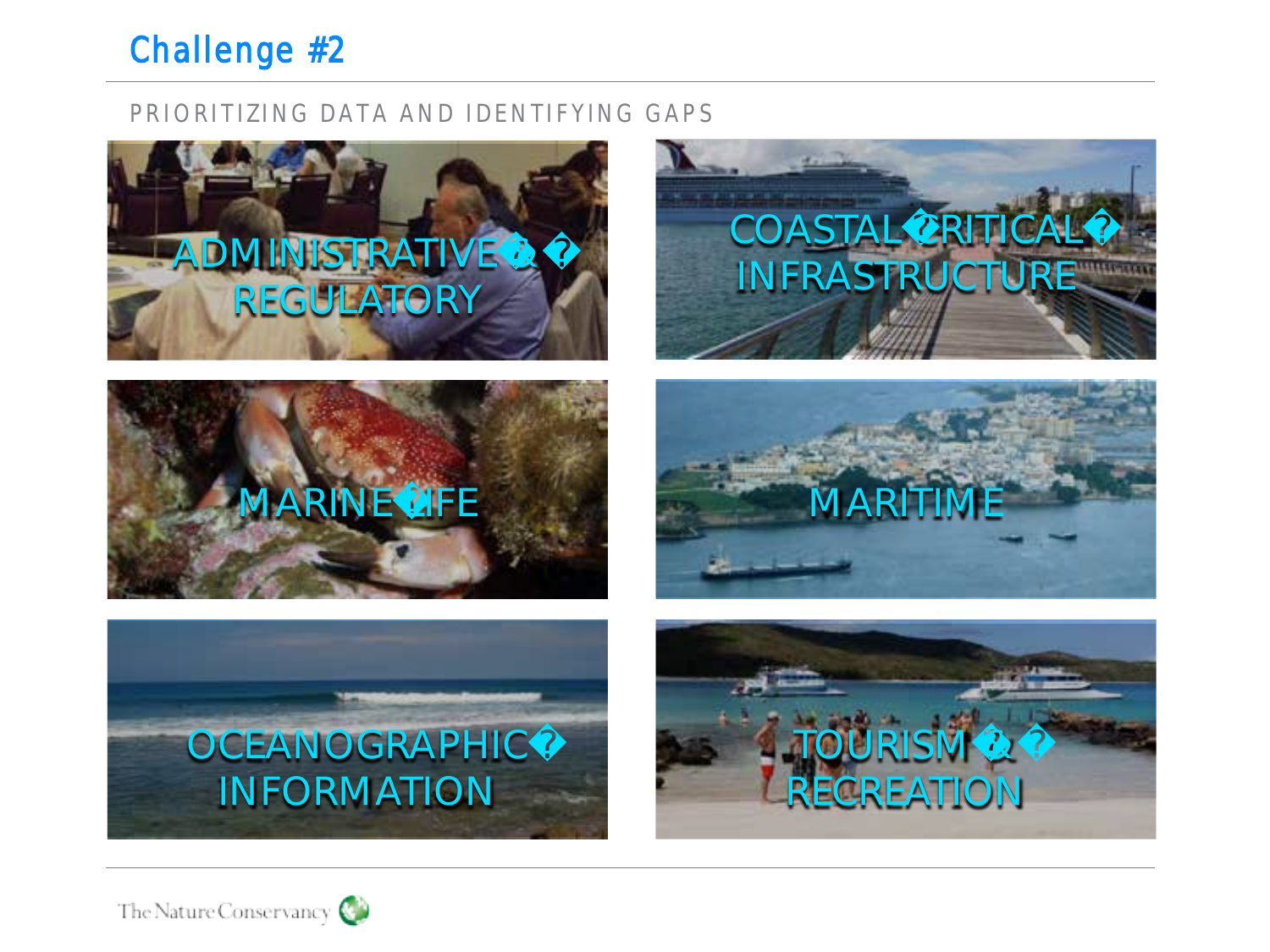# Challenge #2

PRIORITIZING DATA AND IDENTIFYING GAPS

ADMINISTRATIVE & REGULATORY

COASTAL CRITICAL INFRASTRUCTURE

MARINE LIFE

MARITIME

OCEANOGRAPHIC INFORMATION

TOURISM & RECREATION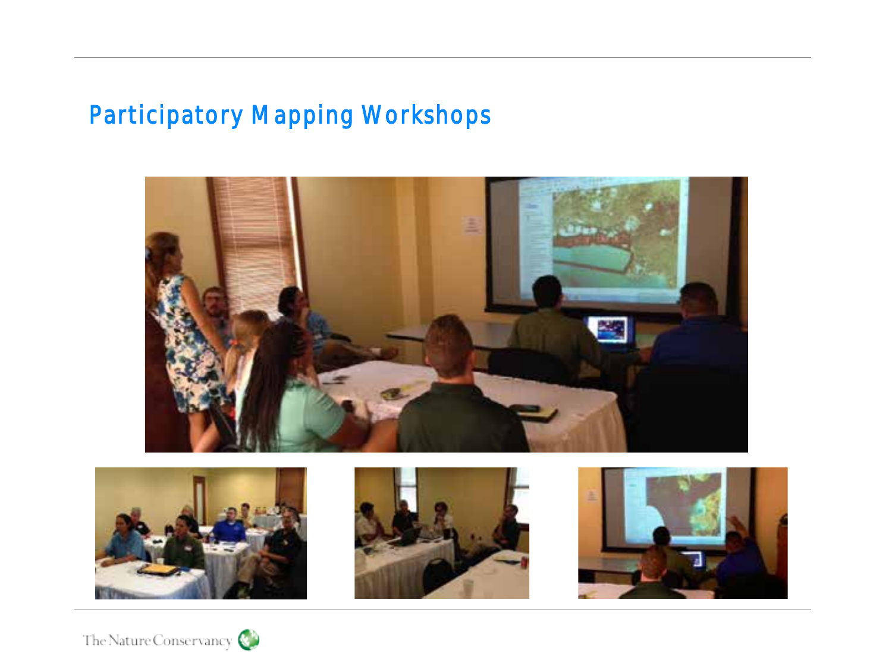# Participatory Mapping Workshops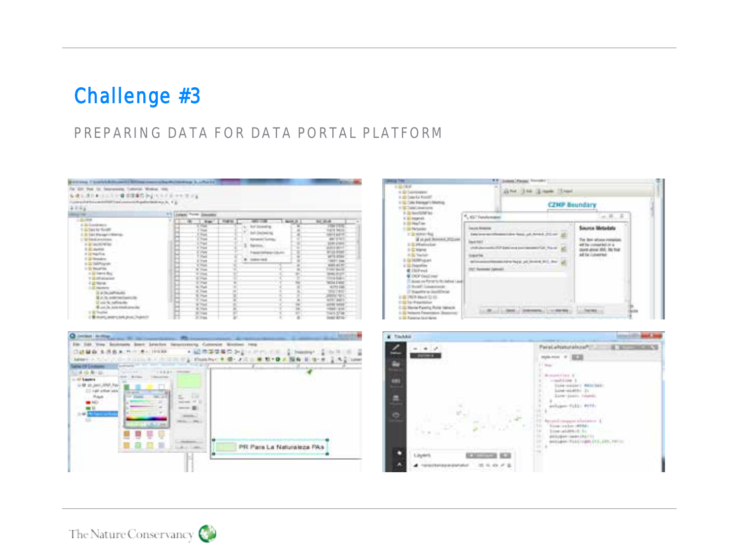# Challenge #3

## PREPARING DATA FOR DATA PORTAL PLATFORM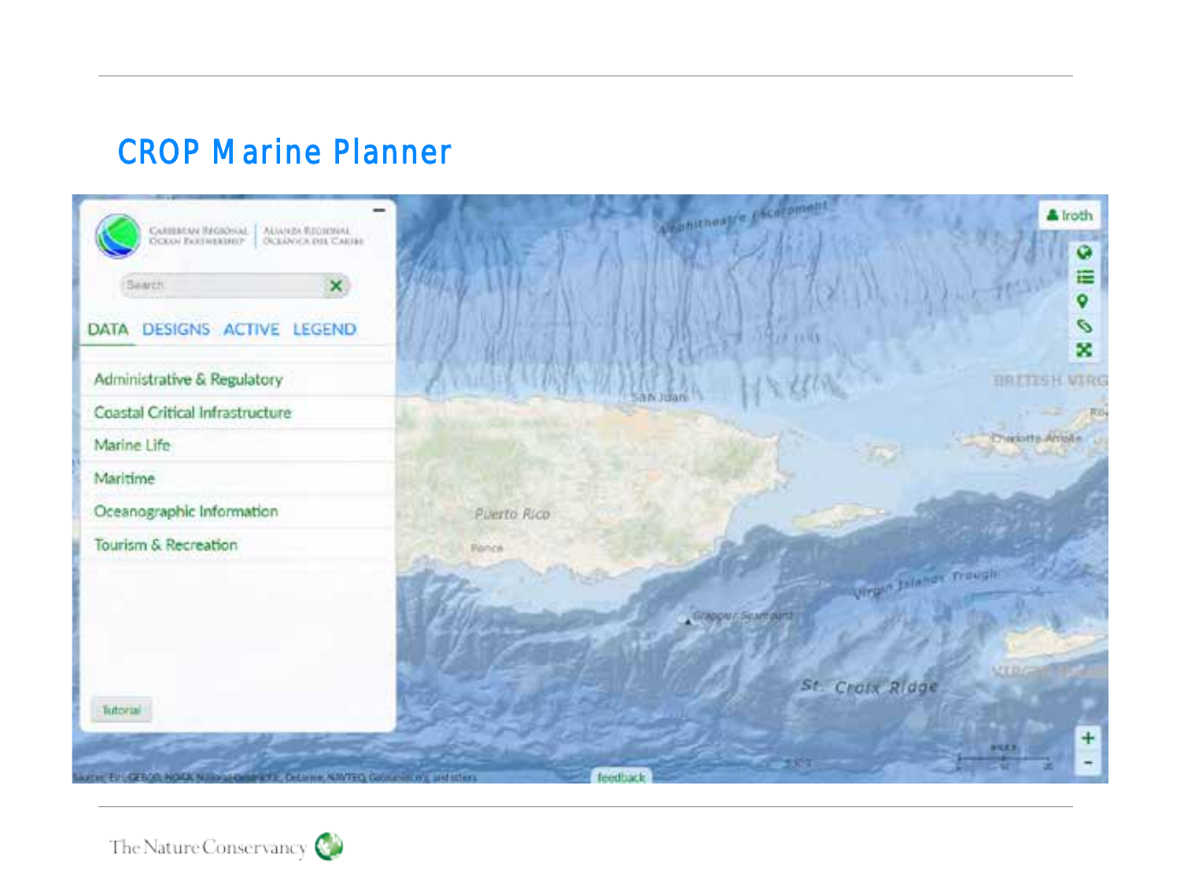# CROP Marine Planner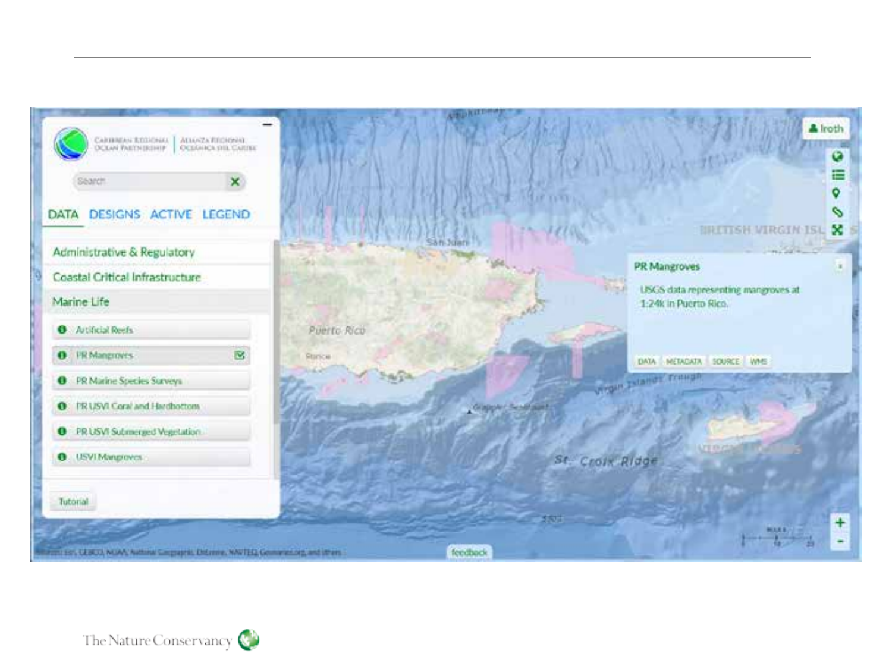Caribbean Regional Ocean Partnership | Alianza Regional Oceánica del Caribe

Search

DATA DESIGNS ACTIVE LEGEND

Administrative & Regulatory

Coastal Critical Infrastructure

Marine Life

- Artificial Reefs
- PR Mangroves
- PR Marine Species Surveys
- PR USVI Coral and Hardbottom
- PR USVI Submerged Vegetation
- USVI Mangroves

Tutorial

**PR Mangroves**

USGS data representing mangroves at 1:24k in Puerto Rico.

DATA METADATA SOURCE WMS

lroth

feedback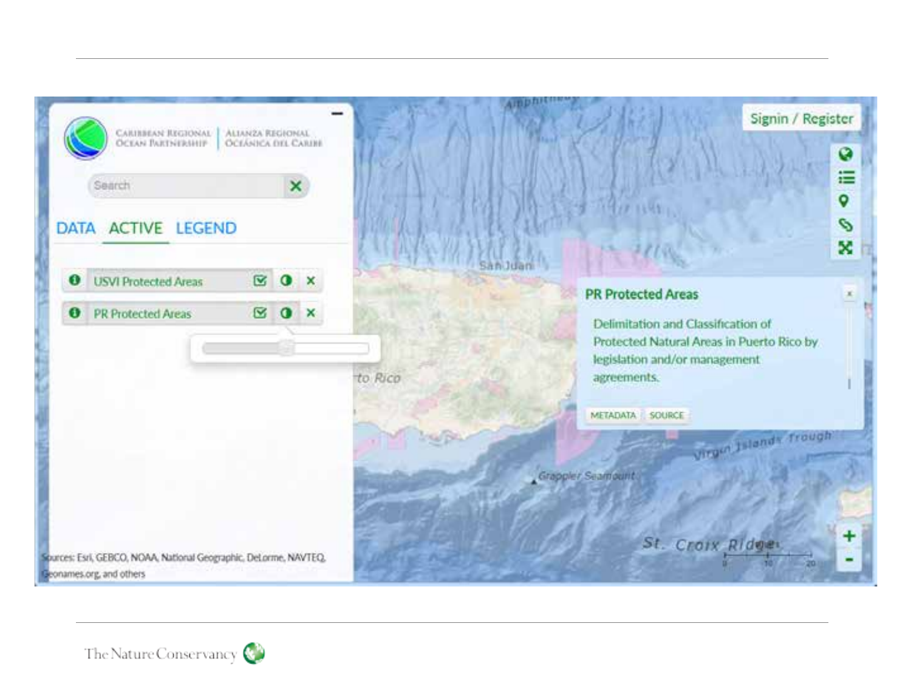CARIBBEAN REGIONAL OCEAN PARTNERSHIP | ALIANZA REGIONAL OCEÁNICA DEL CARIBE

Search

DATA ACTIVE LEGEND

USVI Protected Areas

PR Protected Areas

Signin / Register

**PR Protected Areas**

Delimitation and Classification of Protected Natural Areas in Puerto Rico by legislation and/or management agreements.

METADATA SOURCE

Sources: Esri, GEBCO, NOAA, National Geographic, DeLorme, NAVTEQ, Geonames.org, and others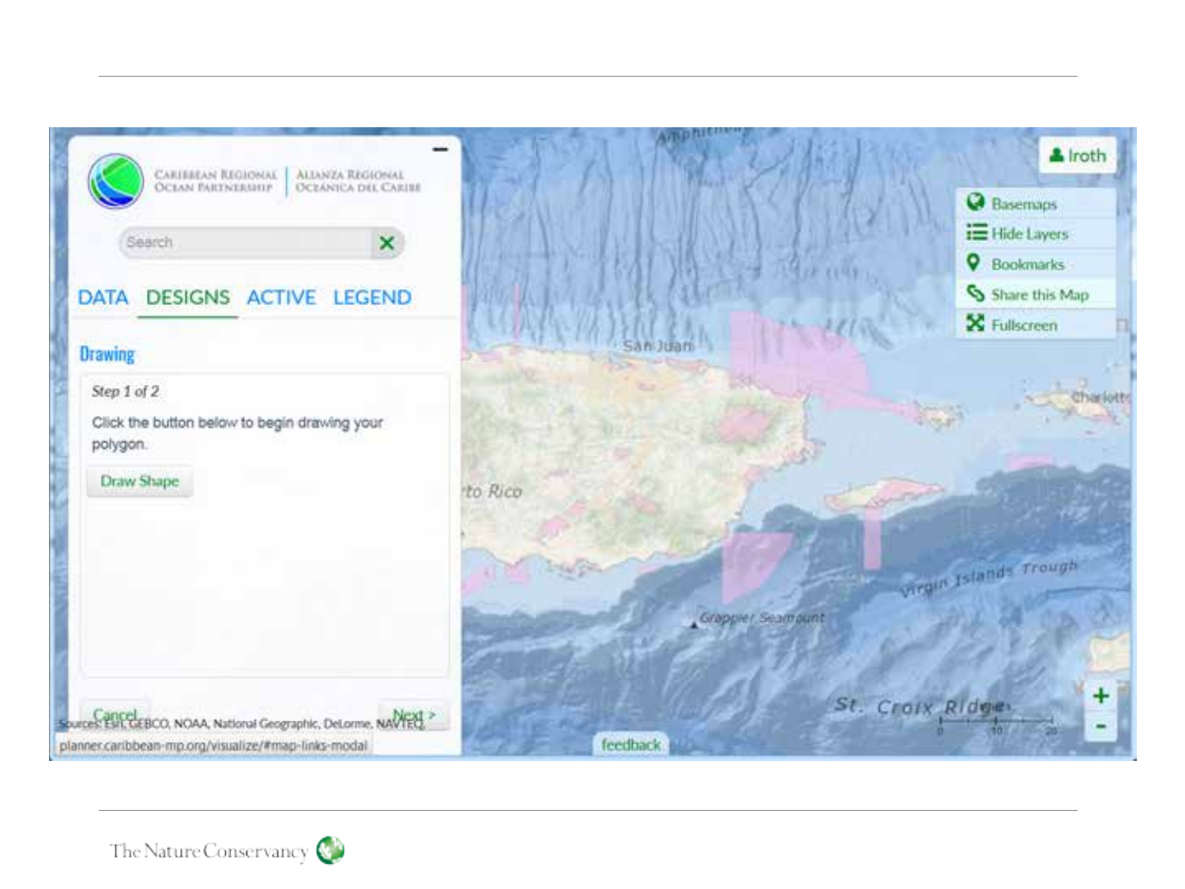CARIBBEAN REGIONAL OCEAN PARTNERSHIP | ALIANZA REGIONAL OCEANICA DEL CARIBE

Search

DATA DESIGNS ACTIVE LEGEND

## Drawing

*Step 1 of 2*

Click the button below to begin drawing your polygon.

Draw Shape

Cancel

Next >

Sources: Esri, GEBCO, NOAA, National Geographic, DeLorme, NAVTEQ

planner.caribbean-mp.org/visualize/#map-links-modal

lroth

- Basemaps
- Hide Layers
- Bookmarks
- Share this Map
- Fullscreen

San Juan

Puerto Rico

Charlotte

Grappler Seamount

Virgin Islands Trough

St. Croix Ridge

0 10 20

feedback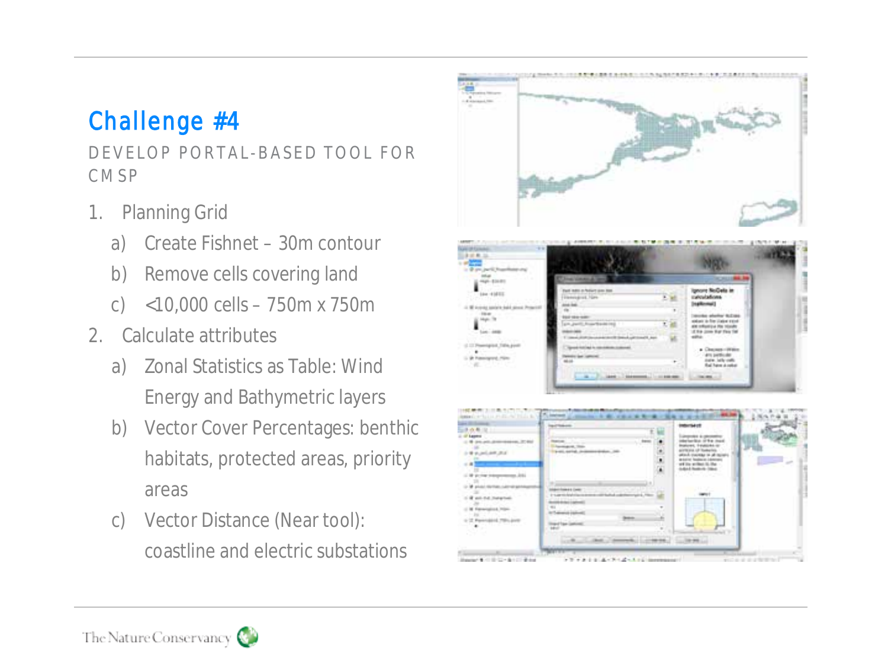## Challenge #4

DEVELOP PORTAL-BASED TOOL FOR CMSP

1. Planning Grid
   a) Create Fishnet – 30m contour
   b) Remove cells covering land
   c) <10,000 cells – 750m x 750m
2. Calculate attributes
   a) Zonal Statistics as Table: Wind Energy and Bathymetric layers
   b) Vector Cover Percentages: benthic habitats, protected areas, priority areas
   c) Vector Distance (Near tool): coastline and electric substations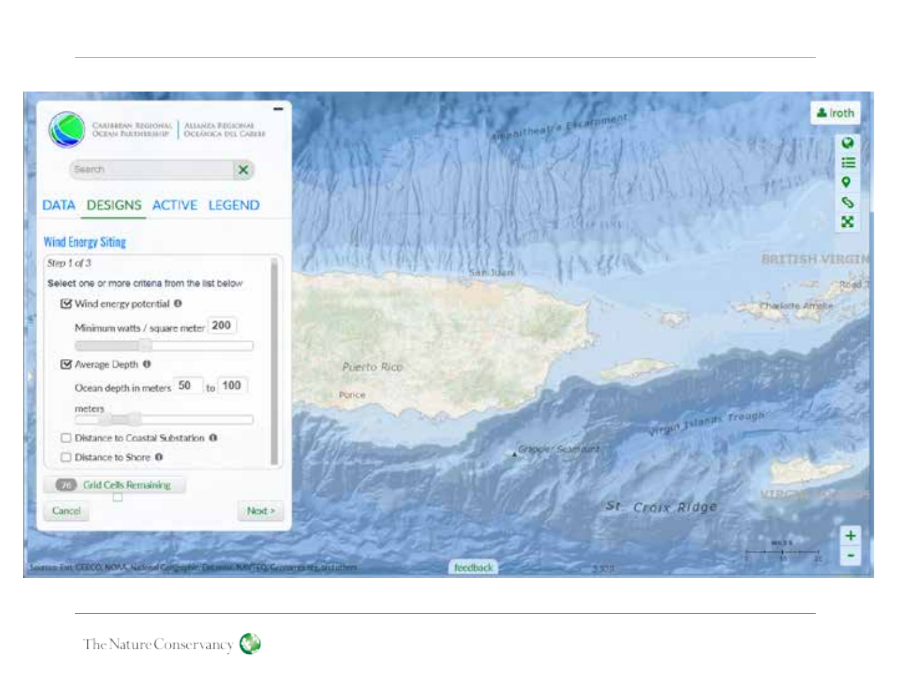CARIBBEAN REGIONAL OCEAN PARTNERSHIP | ALIANZA REGIONAL OCEÁNICA DEL CARIBE

Search

DATA DESIGNS ACTIVE LEGEND

**Wind Energy Siting**

*Step 1 of 3*

Select one or more criteria from the list below

- [x] Wind energy potential
  - Minimum watts / square meter 200
- [x] Average Depth
  - Ocean depth in meters 50 to 100 meters
- [ ] Distance to Coastal Substation
- [ ] Distance to Shore

76 Grid Cells Remaining

Cancel Next >

lroth

Amphitheatre Escarpment

San Juan

BRITISH VIRGIN

Road T

Charlotte Amalie

Puerto Rico

Ponce

Virgin Islands Trough

Grappler Seamount

St. Croix Ridge

VIRGIN ISLANDS

feedback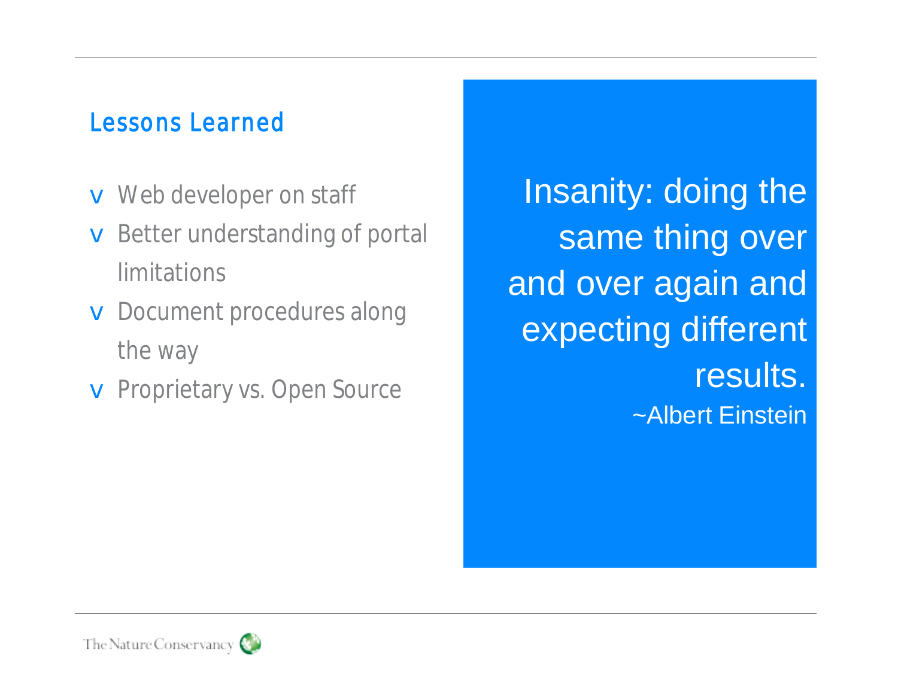## Lessons Learned

- Web developer on staff
- Better understanding of portal limitations
- Document procedures along the way
- Proprietary vs. Open Source

> Insanity: doing the same thing over and over again and expecting different results.
>
> ~Albert Einstein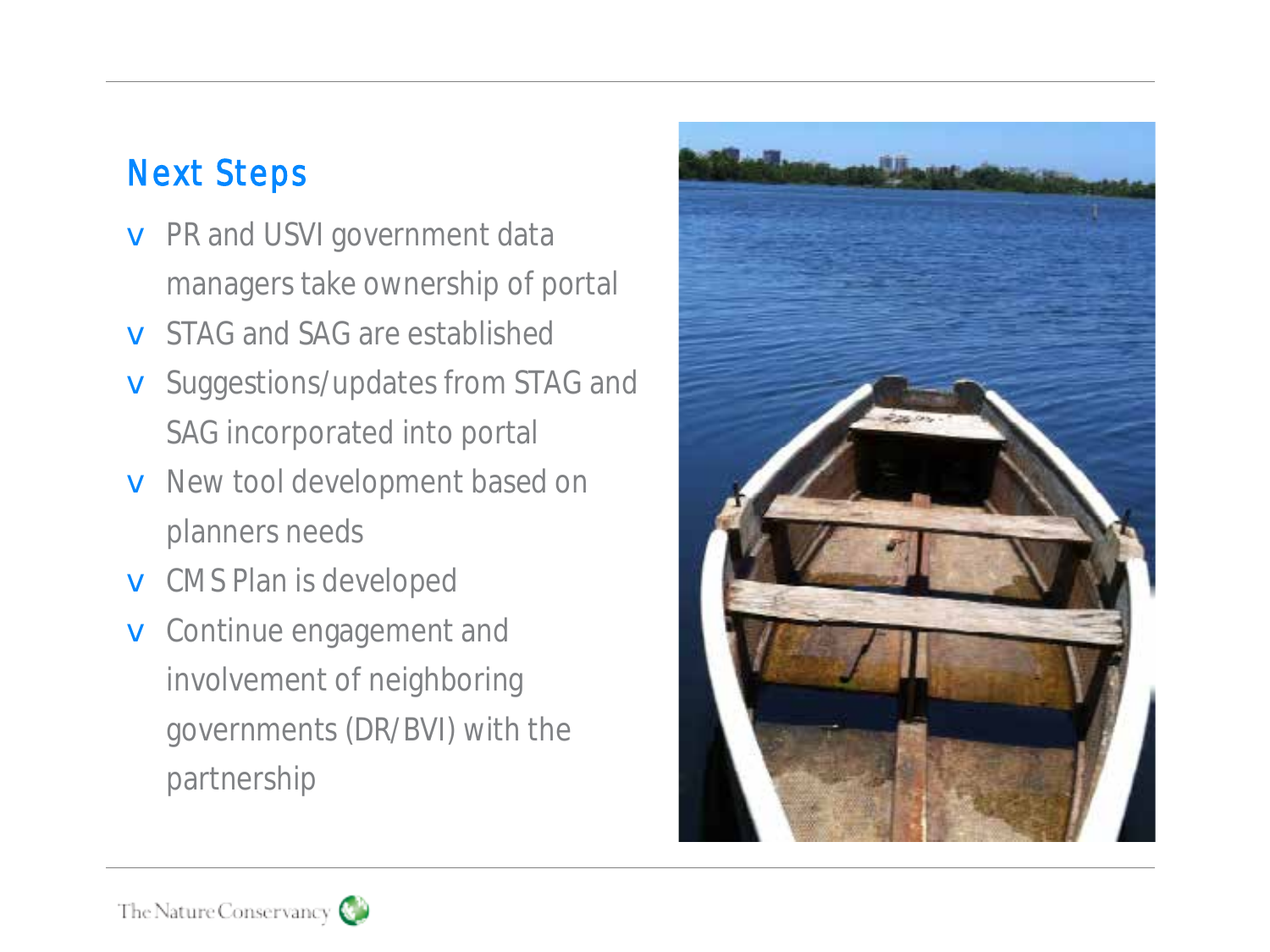## Next Steps

- PR and USVI government data managers take ownership of portal
- STAG and SAG are established
- Suggestions/updates from STAG and SAG incorporated into portal
- New tool development based on planners needs
- CMS Plan is developed
- Continue engagement and involvement of neighboring governments (DR/BVI) with the partnership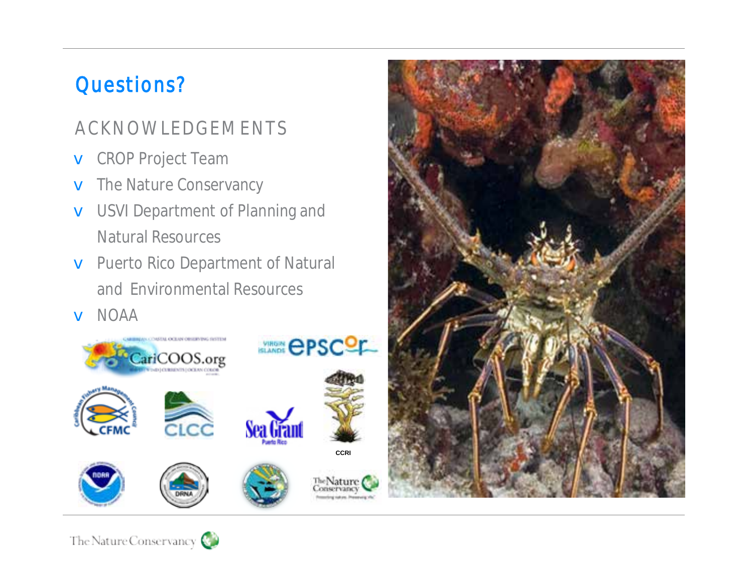## Questions?

### ACKNOWLEDGEMENTS

- CROP Project Team
- The Nature Conservancy
- USVI Department of Planning and Natural Resources
- Puerto Rico Department of Natural and Environmental Resources
- NOAA